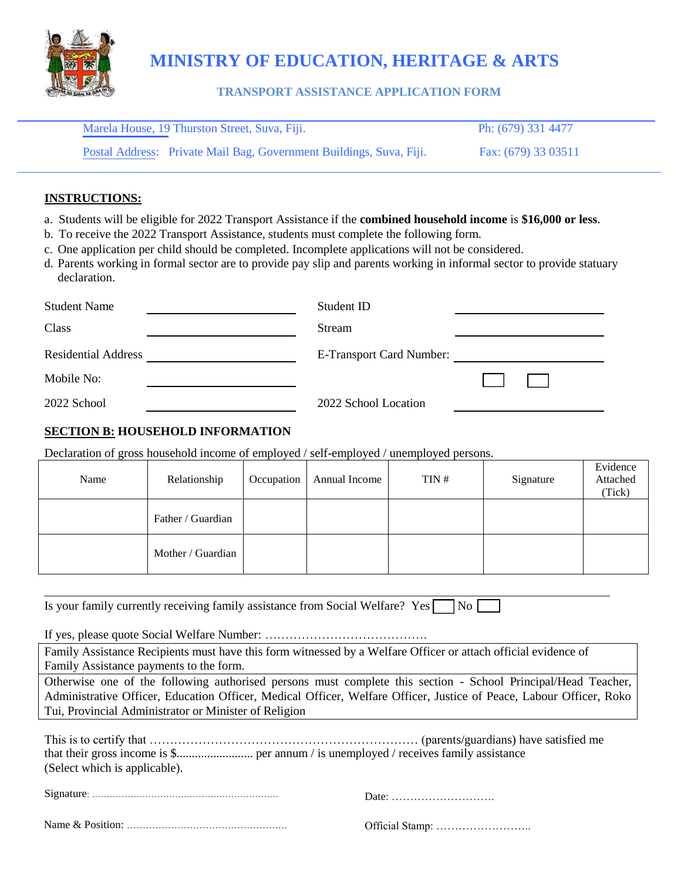# MINISTRY OF EDUCATION, HERITAGE & ARTS

## TRANSPORT ASSISTANCE APPLICATION FORM

Marela House, 19 Thurston Street, Suva, Fiji. Ph: (679) 331 4477

Postal Address: Private Mail Bag, Government Buildings, Suva, Fiji. Fax: (679) 33 03511

**INSTRUCTIONS:**

a. Students will be eligible for 2022 Transport Assistance if the **combined household income** is **$16,000 or less**.
b. To receive the 2022 Transport Assistance, students must complete the following form.
c. One application per child should be completed. Incomplete applications will not be considered.
d. Parents working in formal sector are to provide pay slip and parents working in informal sector to provide statuary declaration.

Student Name ____________________ Student ID ____________________

Class ____________________ Stream ____________________

Residential Address ____________________ E-Transport Card Number: ____________________

Mobile No: ____________________ ☐ ☐

2022 School ____________________ 2022 School Location ____________________

**SECTION B: HOUSEHOLD INFORMATION**

Declaration of gross household income of employed / self-employed / unemployed persons.

| Name | Relationship | Occupation | Annual Income | TIN # | Signature | Evidence Attached (Tick) |
|---|---|---|---|---|---|---|
| | Father / Guardian | | | | | |
| | Mother / Guardian | | | | | |

Is your family currently receiving family assistance from Social Welfare? Yes ☐ No ☐

If yes, please quote Social Welfare Number: ……………………………………

Family Assistance Recipients must have this form witnessed by a Welfare Officer or attach official evidence of Family Assistance payments to the form.

Otherwise one of the following authorised persons must complete this section - School Principal/Head Teacher, Administrative Officer, Education Officer, Medical Officer, Welfare Officer, Justice of Peace, Labour Officer, Roko Tui, Provincial Administrator or Minister of Religion

This is to certify that ……………………………………………………… (parents/guardians) have satisfied me that their gross income is $........................ per annum / is unemployed / receives family assistance (Select which is applicable).

Signature: ……………………………………………………… Date: ……………………….

Name & Position: ……………………………………………… Official Stamp: ……………………..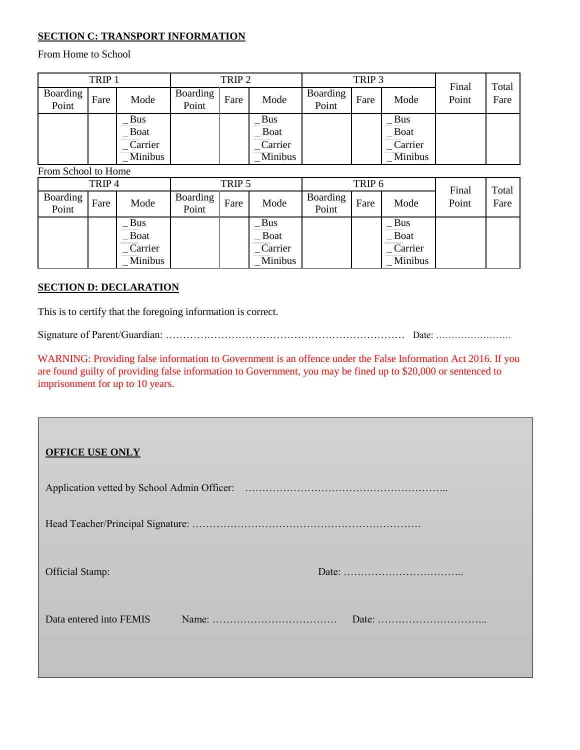**SECTION C: TRANSPORT INFORMATION**

From Home to School

| TRIP 1 | | | TRIP 2 | | | TRIP 3 | | | Final Point | Total Fare |
|---|---|---|---|---|---|---|---|---|---|---|
| Boarding Point | Fare | Mode | Boarding Point | Fare | Mode | Boarding Point | Fare | Mode | | |
| | | _ Bus<br>_ Boat<br>_ Carrier<br>_ Minibus | | | _ Bus<br>_ Boat<br>_ Carrier<br>_ Minibus | | | _ Bus<br>_ Boat<br>_ Carrier<br>_ Minibus | | |

From School to Home

| TRIP 4 | | | TRIP 5 | | | TRIP 6 | | | Final Point | Total Fare |
|---|---|---|---|---|---|---|---|---|---|---|
| Boarding Point | Fare | Mode | Boarding Point | Fare | Mode | Boarding Point | Fare | Mode | | |
| | | _ Bus<br>_ Boat<br>_ Carrier<br>_ Minibus | | | _ Bus<br>_ Boat<br>_ Carrier<br>_ Minibus | | | _ Bus<br>_ Boat<br>_ Carrier<br>_ Minibus | | |

**SECTION D: DECLARATION**

This is to certify that the foregoing information is correct.

Signature of Parent/Guardian: ……………………………………………………………… Date: ……………………

WARNING: Providing false information to Government is an offence under the False Information Act 2016. If you are found guilty of providing false information to Government, you may be fined up to $20,000 or sentenced to imprisonment for up to 10 years.

**OFFICE USE ONLY**

Application vetted by School Admin Officer: …………………………………………………..

Head Teacher/Principal Signature: …………………………………………………………

Official Stamp: Date: ……………………………..

Data entered into FEMIS Name: ……………………………… Date: …………………………..